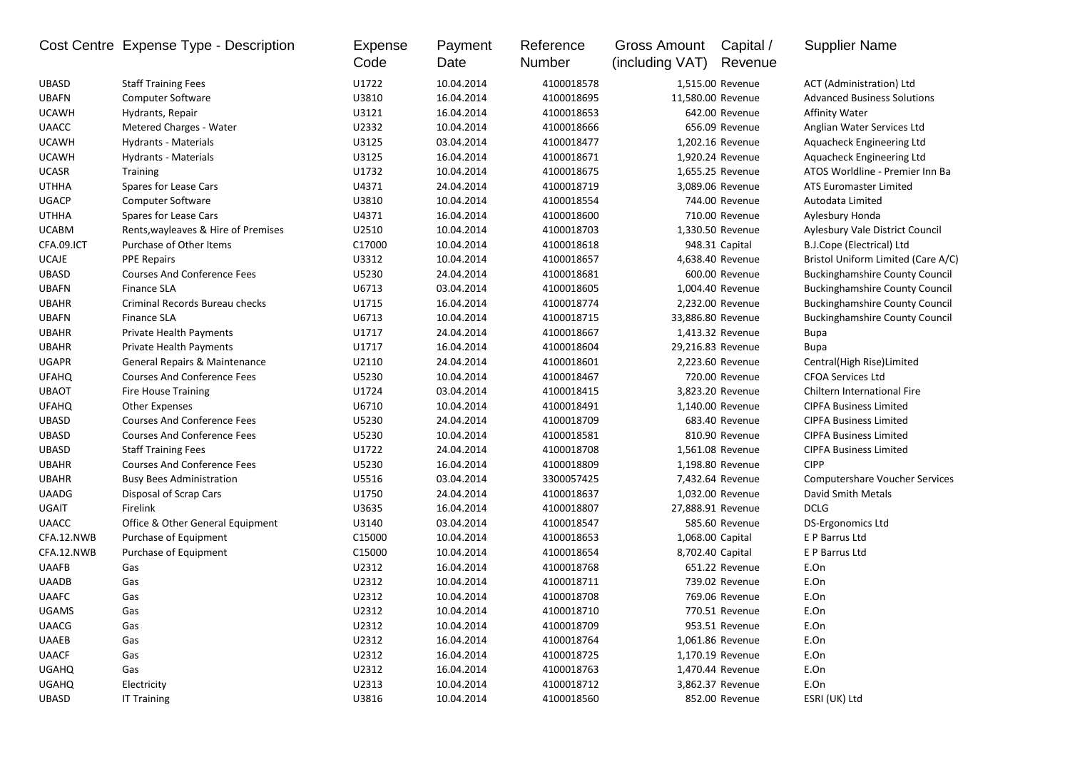| Cost Centre | Expense Type - Description | Expense Code | Payment Date | Reference Number | Gross Amount (including VAT) | Capital / Revenue | Supplier Name |
|---|---|---|---|---|---|---|---|
| UBASD | Staff Training Fees | U1722 | 10.04.2014 | 4100018578 | 1,515.00 | Revenue | ACT (Administration) Ltd |
| UBAFN | Computer Software | U3810 | 16.04.2014 | 4100018695 | 11,580.00 | Revenue | Advanced Business Solutions |
| UCAWH | Hydrants, Repair | U3121 | 16.04.2014 | 4100018653 | 642.00 | Revenue | Affinity Water |
| UAACC | Metered Charges - Water | U2332 | 10.04.2014 | 4100018666 | 656.09 | Revenue | Anglian Water Services Ltd |
| UCAWH | Hydrants - Materials | U3125 | 03.04.2014 | 4100018477 | 1,202.16 | Revenue | Aquacheck Engineering Ltd |
| UCAWH | Hydrants - Materials | U3125 | 16.04.2014 | 4100018671 | 1,920.24 | Revenue | Aquacheck Engineering Ltd |
| UCASR | Training | U1732 | 10.04.2014 | 4100018675 | 1,655.25 | Revenue | ATOS Worldline - Premier Inn Ba |
| UTHHA | Spares for Lease Cars | U4371 | 24.04.2014 | 4100018719 | 3,089.06 | Revenue | ATS Euromaster Limited |
| UGACP | Computer Software | U3810 | 10.04.2014 | 4100018554 | 744.00 | Revenue | Autodata Limited |
| UTHHA | Spares for Lease Cars | U4371 | 16.04.2014 | 4100018600 | 710.00 | Revenue | Aylesbury Honda |
| UCABM | Rents,wayleaves & Hire of Premises | U2510 | 10.04.2014 | 4100018703 | 1,330.50 | Revenue | Aylesbury Vale District Council |
| CFA.09.ICT | Purchase of Other Items | C17000 | 10.04.2014 | 4100018618 | 948.31 | Capital | B.J.Cope (Electrical) Ltd |
| UCAJE | PPE Repairs | U3312 | 10.04.2014 | 4100018657 | 4,638.40 | Revenue | Bristol Uniform Limited (Care A/C) |
| UBASD | Courses And Conference Fees | U5230 | 24.04.2014 | 4100018681 | 600.00 | Revenue | Buckinghamshire County Council |
| UBAFN | Finance SLA | U6713 | 03.04.2014 | 4100018605 | 1,004.40 | Revenue | Buckinghamshire County Council |
| UBAHR | Criminal Records Bureau checks | U1715 | 16.04.2014 | 4100018774 | 2,232.00 | Revenue | Buckinghamshire County Council |
| UBAFN | Finance SLA | U6713 | 10.04.2014 | 4100018715 | 33,886.80 | Revenue | Buckinghamshire County Council |
| UBAHR | Private Health Payments | U1717 | 24.04.2014 | 4100018667 | 1,413.32 | Revenue | Bupa |
| UBAHR | Private Health Payments | U1717 | 16.04.2014 | 4100018604 | 29,216.83 | Revenue | Bupa |
| UGAPR | General Repairs & Maintenance | U2110 | 24.04.2014 | 4100018601 | 2,223.60 | Revenue | Central(High Rise)Limited |
| UFAHQ | Courses And Conference Fees | U5230 | 10.04.2014 | 4100018467 | 720.00 | Revenue | CFOA Services Ltd |
| UBAOT | Fire House Training | U1724 | 03.04.2014 | 4100018415 | 3,823.20 | Revenue | Chiltern International Fire |
| UFAHQ | Other Expenses | U6710 | 10.04.2014 | 4100018491 | 1,140.00 | Revenue | CIPFA Business Limited |
| UBASD | Courses And Conference Fees | U5230 | 24.04.2014 | 4100018709 | 683.40 | Revenue | CIPFA Business Limited |
| UBASD | Courses And Conference Fees | U5230 | 10.04.2014 | 4100018581 | 810.90 | Revenue | CIPFA Business Limited |
| UBASD | Staff Training Fees | U1722 | 24.04.2014 | 4100018708 | 1,561.08 | Revenue | CIPFA Business Limited |
| UBAHR | Courses And Conference Fees | U5230 | 16.04.2014 | 4100018809 | 1,198.80 | Revenue | CIPP |
| UBAHR | Busy Bees Administration | U5516 | 03.04.2014 | 3300057425 | 7,432.64 | Revenue | Computershare Voucher Services |
| UAADG | Disposal of Scrap Cars | U1750 | 24.04.2014 | 4100018637 | 1,032.00 | Revenue | David Smith Metals |
| UGAIT | Firelink | U3635 | 16.04.2014 | 4100018807 | 27,888.91 | Revenue | DCLG |
| UAACC | Office & Other General Equipment | U3140 | 03.04.2014 | 4100018547 | 585.60 | Revenue | DS-Ergonomics Ltd |
| CFA.12.NWB | Purchase of Equipment | C15000 | 10.04.2014 | 4100018653 | 1,068.00 | Capital | E P Barrus Ltd |
| CFA.12.NWB | Purchase of Equipment | C15000 | 10.04.2014 | 4100018654 | 8,702.40 | Capital | E P Barrus Ltd |
| UAAFB | Gas | U2312 | 16.04.2014 | 4100018768 | 651.22 | Revenue | E.On |
| UAADB | Gas | U2312 | 10.04.2014 | 4100018711 | 739.02 | Revenue | E.On |
| UAAFC | Gas | U2312 | 10.04.2014 | 4100018708 | 769.06 | Revenue | E.On |
| UGAMS | Gas | U2312 | 10.04.2014 | 4100018710 | 770.51 | Revenue | E.On |
| UAACG | Gas | U2312 | 10.04.2014 | 4100018709 | 953.51 | Revenue | E.On |
| UAAEB | Gas | U2312 | 16.04.2014 | 4100018764 | 1,061.86 | Revenue | E.On |
| UAACF | Gas | U2312 | 16.04.2014 | 4100018725 | 1,170.19 | Revenue | E.On |
| UGAHQ | Gas | U2312 | 16.04.2014 | 4100018763 | 1,470.44 | Revenue | E.On |
| UGAHQ | Electricity | U2313 | 10.04.2014 | 4100018712 | 3,862.37 | Revenue | E.On |
| UBASD | IT Training | U3816 | 10.04.2014 | 4100018560 | 852.00 | Revenue | ESRI (UK) Ltd |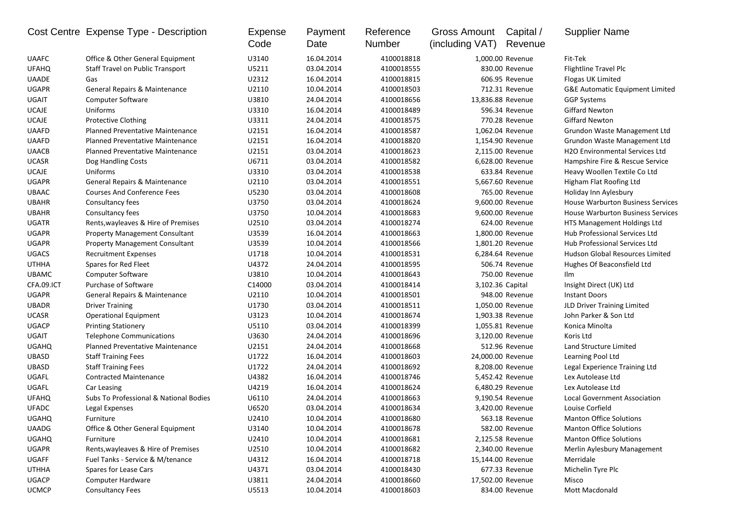| Cost Centre | Expense Type - Description | Expense Code | Payment Date | Reference Number | Gross Amount (including VAT) | Capital / Revenue | Supplier Name |
|---|---|---|---|---|---|---|---|
| UAAFC | Office & Other General Equipment | U3140 | 16.04.2014 | 4100018818 | 1,000.00 | Revenue | Fit-Tek |
| UFAHQ | Staff Travel on Public Transport | U5211 | 03.04.2014 | 4100018555 | 830.00 | Revenue | Flightline Travel Plc |
| UAADE | Gas | U2312 | 16.04.2014 | 4100018815 | 606.95 | Revenue | Flogas UK Limited |
| UGAPR | General Repairs & Maintenance | U2110 | 10.04.2014 | 4100018503 | 712.31 | Revenue | G&E Automatic Equipment Limited |
| UGAIT | Computer Software | U3810 | 24.04.2014 | 4100018656 | 13,836.88 | Revenue | GGP Systems |
| UCAJE | Uniforms | U3310 | 16.04.2014 | 4100018489 | 596.34 | Revenue | Giffard Newton |
| UCAJE | Protective Clothing | U3311 | 24.04.2014 | 4100018575 | 770.28 | Revenue | Giffard Newton |
| UAAFD | Planned Preventative Maintenance | U2151 | 16.04.2014 | 4100018587 | 1,062.04 | Revenue | Grundon Waste Management Ltd |
| UAAFD | Planned Preventative Maintenance | U2151 | 16.04.2014 | 4100018820 | 1,154.90 | Revenue | Grundon Waste Management Ltd |
| UAACB | Planned Preventative Maintenance | U2151 | 03.04.2014 | 4100018623 | 2,115.00 | Revenue | H2O Environmental Services Ltd |
| UCASR | Dog Handling Costs | U6711 | 03.04.2014 | 4100018582 | 6,628.00 | Revenue | Hampshire Fire & Rescue Service |
| UCAJE | Uniforms | U3310 | 03.04.2014 | 4100018538 | 633.84 | Revenue | Heavy Woollen Textile Co Ltd |
| UGAPR | General Repairs & Maintenance | U2110 | 03.04.2014 | 4100018551 | 5,667.60 | Revenue | Higham Flat Roofing Ltd |
| UBAAC | Courses And Conference Fees | U5230 | 03.04.2014 | 4100018608 | 765.00 | Revenue | Holiday Inn Aylesbury |
| UBAHR | Consultancy fees | U3750 | 03.04.2014 | 4100018624 | 9,600.00 | Revenue | House Warburton Business Services |
| UBAHR | Consultancy fees | U3750 | 10.04.2014 | 4100018683 | 9,600.00 | Revenue | House Warburton Business Services |
| UGATR | Rents,wayleaves & Hire of Premises | U2510 | 03.04.2014 | 4100018274 | 624.00 | Revenue | HTS Management Holdings Ltd |
| UGAPR | Property Management Consultant | U3539 | 16.04.2014 | 4100018663 | 1,800.00 | Revenue | Hub Professional Services Ltd |
| UGAPR | Property Management Consultant | U3539 | 10.04.2014 | 4100018566 | 1,801.20 | Revenue | Hub Professional Services Ltd |
| UGACS | Recruitment Expenses | U1718 | 10.04.2014 | 4100018531 | 6,284.64 | Revenue | Hudson Global Resources Limited |
| UTHHA | Spares for Red Fleet | U4372 | 24.04.2014 | 4100018595 | 506.74 | Revenue | Hughes Of Beaconsfield Ltd |
| UBAMC | Computer Software | U3810 | 10.04.2014 | 4100018643 | 750.00 | Revenue | Ilm |
| CFA.09.ICT | Purchase of Software | C14000 | 03.04.2014 | 4100018414 | 3,102.36 | Capital | Insight Direct (UK) Ltd |
| UGAPR | General Repairs & Maintenance | U2110 | 10.04.2014 | 4100018501 | 948.00 | Revenue | Instant Doors |
| UBADR | Driver Training | U1730 | 03.04.2014 | 4100018511 | 1,050.00 | Revenue | JLD Driver Training Limited |
| UCASR | Operational Equipment | U3123 | 10.04.2014 | 4100018674 | 1,903.38 | Revenue | John Parker & Son Ltd |
| UGACP | Printing Stationery | U5110 | 03.04.2014 | 4100018399 | 1,055.81 | Revenue | Konica Minolta |
| UGAIT | Telephone Communications | U3630 | 24.04.2014 | 4100018696 | 3,120.00 | Revenue | Koris Ltd |
| UGAHQ | Planned Preventative Maintenance | U2151 | 24.04.2014 | 4100018668 | 512.96 | Revenue | Land Structure Limited |
| UBASD | Staff Training Fees | U1722 | 16.04.2014 | 4100018603 | 24,000.00 | Revenue | Learning Pool Ltd |
| UBASD | Staff Training Fees | U1722 | 24.04.2014 | 4100018692 | 8,208.00 | Revenue | Legal Experience Training Ltd |
| UGAFL | Contracted Maintenance | U4382 | 16.04.2014 | 4100018746 | 5,452.42 | Revenue | Lex Autolease Ltd |
| UGAFL | Car Leasing | U4219 | 16.04.2014 | 4100018624 | 6,480.29 | Revenue | Lex Autolease Ltd |
| UFAHQ | Subs To Professional & National Bodies | U6110 | 24.04.2014 | 4100018663 | 9,190.54 | Revenue | Local Government Association |
| UFADC | Legal Expenses | U6520 | 03.04.2014 | 4100018634 | 3,420.00 | Revenue | Louise Corfield |
| UGAHQ | Furniture | U2410 | 10.04.2014 | 4100018680 | 563.18 | Revenue | Manton Office Solutions |
| UAADG | Office & Other General Equipment | U3140 | 10.04.2014 | 4100018678 | 582.00 | Revenue | Manton Office Solutions |
| UGAHQ | Furniture | U2410 | 10.04.2014 | 4100018681 | 2,125.58 | Revenue | Manton Office Solutions |
| UGAPR | Rents,wayleaves & Hire of Premises | U2510 | 10.04.2014 | 4100018682 | 2,340.00 | Revenue | Merlin Aylesbury Management |
| UGAFF | Fuel Tanks - Service & M/tenance | U4312 | 16.04.2014 | 4100018718 | 15,144.00 | Revenue | Merridale |
| UTHHA | Spares for Lease Cars | U4371 | 03.04.2014 | 4100018430 | 677.33 | Revenue | Michelin Tyre Plc |
| UGACP | Computer Hardware | U3811 | 24.04.2014 | 4100018660 | 17,502.00 | Revenue | Misco |
| UCMCP | Consultancy Fees | U5513 | 10.04.2014 | 4100018603 | 834.00 | Revenue | Mott Macdonald |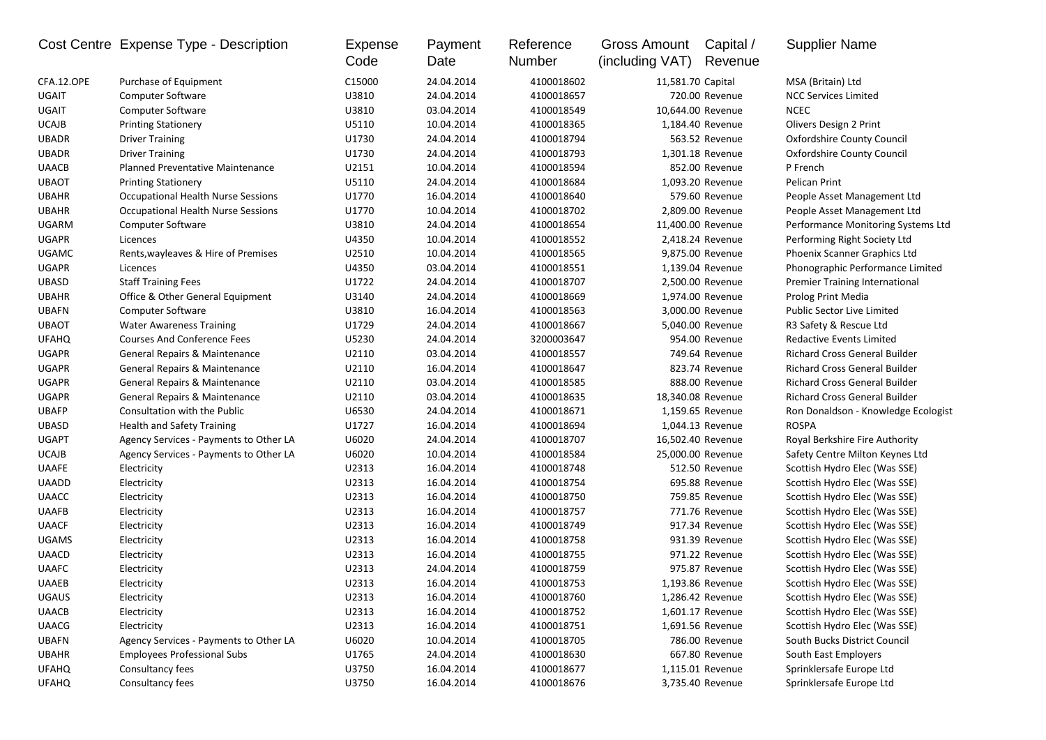| Cost Centre | Expense Type - Description | Expense Code | Payment Date | Reference Number | Gross Amount (including VAT) | Capital / Revenue | Supplier Name |
|---|---|---|---|---|---|---|---|
| CFA.12.OPE | Purchase of Equipment | C15000 | 24.04.2014 | 4100018602 | 11,581.70 | Capital | MSA (Britain) Ltd |
| UGAIT | Computer Software | U3810 | 24.04.2014 | 4100018657 | 720.00 | Revenue | NCC Services Limited |
| UGAIT | Computer Software | U3810 | 03.04.2014 | 4100018549 | 10,644.00 | Revenue | NCEC |
| UCAJB | Printing Stationery | U5110 | 10.04.2014 | 4100018365 | 1,184.40 | Revenue | Olivers Design 2 Print |
| UBADR | Driver Training | U1730 | 24.04.2014 | 4100018794 | 563.52 | Revenue | Oxfordshire County Council |
| UBADR | Driver Training | U1730 | 24.04.2014 | 4100018793 | 1,301.18 | Revenue | Oxfordshire County Council |
| UAACB | Planned Preventative Maintenance | U2151 | 10.04.2014 | 4100018594 | 852.00 | Revenue | P French |
| UBAOT | Printing Stationery | U5110 | 24.04.2014 | 4100018684 | 1,093.20 | Revenue | Pelican Print |
| UBAHR | Occupational Health Nurse Sessions | U1770 | 16.04.2014 | 4100018640 | 579.60 | Revenue | People Asset Management Ltd |
| UBAHR | Occupational Health Nurse Sessions | U1770 | 10.04.2014 | 4100018702 | 2,809.00 | Revenue | People Asset Management Ltd |
| UGARM | Computer Software | U3810 | 24.04.2014 | 4100018654 | 11,400.00 | Revenue | Performance Monitoring Systems Ltd |
| UGAPR | Licences | U4350 | 10.04.2014 | 4100018552 | 2,418.24 | Revenue | Performing Right Society Ltd |
| UGAMC | Rents,wayleaves & Hire of Premises | U2510 | 10.04.2014 | 4100018565 | 9,875.00 | Revenue | Phoenix Scanner Graphics Ltd |
| UGAPR | Licences | U4350 | 03.04.2014 | 4100018551 | 1,139.04 | Revenue | Phonographic Performance Limited |
| UBASD | Staff Training Fees | U1722 | 24.04.2014 | 4100018707 | 2,500.00 | Revenue | Premier Training International |
| UBAHR | Office & Other General Equipment | U3140 | 24.04.2014 | 4100018669 | 1,974.00 | Revenue | Prolog Print Media |
| UBAFN | Computer Software | U3810 | 16.04.2014 | 4100018563 | 3,000.00 | Revenue | Public Sector Live Limited |
| UBAOT | Water Awareness Training | U1729 | 24.04.2014 | 4100018667 | 5,040.00 | Revenue | R3 Safety & Rescue Ltd |
| UFAHQ | Courses And Conference Fees | U5230 | 24.04.2014 | 3200003647 | 954.00 | Revenue | Redactive Events Limited |
| UGAPR | General Repairs & Maintenance | U2110 | 03.04.2014 | 4100018557 | 749.64 | Revenue | Richard Cross General Builder |
| UGAPR | General Repairs & Maintenance | U2110 | 16.04.2014 | 4100018647 | 823.74 | Revenue | Richard Cross General Builder |
| UGAPR | General Repairs & Maintenance | U2110 | 03.04.2014 | 4100018585 | 888.00 | Revenue | Richard Cross General Builder |
| UGAPR | General Repairs & Maintenance | U2110 | 03.04.2014 | 4100018635 | 18,340.08 | Revenue | Richard Cross General Builder |
| UBAFP | Consultation with the Public | U6530 | 24.04.2014 | 4100018671 | 1,159.65 | Revenue | Ron Donaldson - Knowledge Ecologist |
| UBASD | Health and Safety Training | U1727 | 16.04.2014 | 4100018694 | 1,044.13 | Revenue | ROSPA |
| UGAPT | Agency Services - Payments to Other LA | U6020 | 24.04.2014 | 4100018707 | 16,502.40 | Revenue | Royal Berkshire Fire Authority |
| UCAJB | Agency Services - Payments to Other LA | U6020 | 10.04.2014 | 4100018584 | 25,000.00 | Revenue | Safety Centre Milton Keynes Ltd |
| UAAFE | Electricity | U2313 | 16.04.2014 | 4100018748 | 512.50 | Revenue | Scottish Hydro Elec (Was SSE) |
| UAADD | Electricity | U2313 | 16.04.2014 | 4100018754 | 695.88 | Revenue | Scottish Hydro Elec (Was SSE) |
| UAACC | Electricity | U2313 | 16.04.2014 | 4100018750 | 759.85 | Revenue | Scottish Hydro Elec (Was SSE) |
| UAAFB | Electricity | U2313 | 16.04.2014 | 4100018757 | 771.76 | Revenue | Scottish Hydro Elec (Was SSE) |
| UAACF | Electricity | U2313 | 16.04.2014 | 4100018749 | 917.34 | Revenue | Scottish Hydro Elec (Was SSE) |
| UGAMS | Electricity | U2313 | 16.04.2014 | 4100018758 | 931.39 | Revenue | Scottish Hydro Elec (Was SSE) |
| UAACD | Electricity | U2313 | 16.04.2014 | 4100018755 | 971.22 | Revenue | Scottish Hydro Elec (Was SSE) |
| UAAFC | Electricity | U2313 | 24.04.2014 | 4100018759 | 975.87 | Revenue | Scottish Hydro Elec (Was SSE) |
| UAAEB | Electricity | U2313 | 16.04.2014 | 4100018753 | 1,193.86 | Revenue | Scottish Hydro Elec (Was SSE) |
| UGAUS | Electricity | U2313 | 16.04.2014 | 4100018760 | 1,286.42 | Revenue | Scottish Hydro Elec (Was SSE) |
| UAACB | Electricity | U2313 | 16.04.2014 | 4100018752 | 1,601.17 | Revenue | Scottish Hydro Elec (Was SSE) |
| UAACG | Electricity | U2313 | 16.04.2014 | 4100018751 | 1,691.56 | Revenue | Scottish Hydro Elec (Was SSE) |
| UBAFN | Agency Services - Payments to Other LA | U6020 | 10.04.2014 | 4100018705 | 786.00 | Revenue | South Bucks District Council |
| UBAHR | Employees Professional Subs | U1765 | 24.04.2014 | 4100018630 | 667.80 | Revenue | South East Employers |
| UFAHQ | Consultancy fees | U3750 | 16.04.2014 | 4100018677 | 1,115.01 | Revenue | Sprinklersafe Europe Ltd |
| UFAHQ | Consultancy fees | U3750 | 16.04.2014 | 4100018676 | 3,735.40 | Revenue | Sprinklersafe Europe Ltd |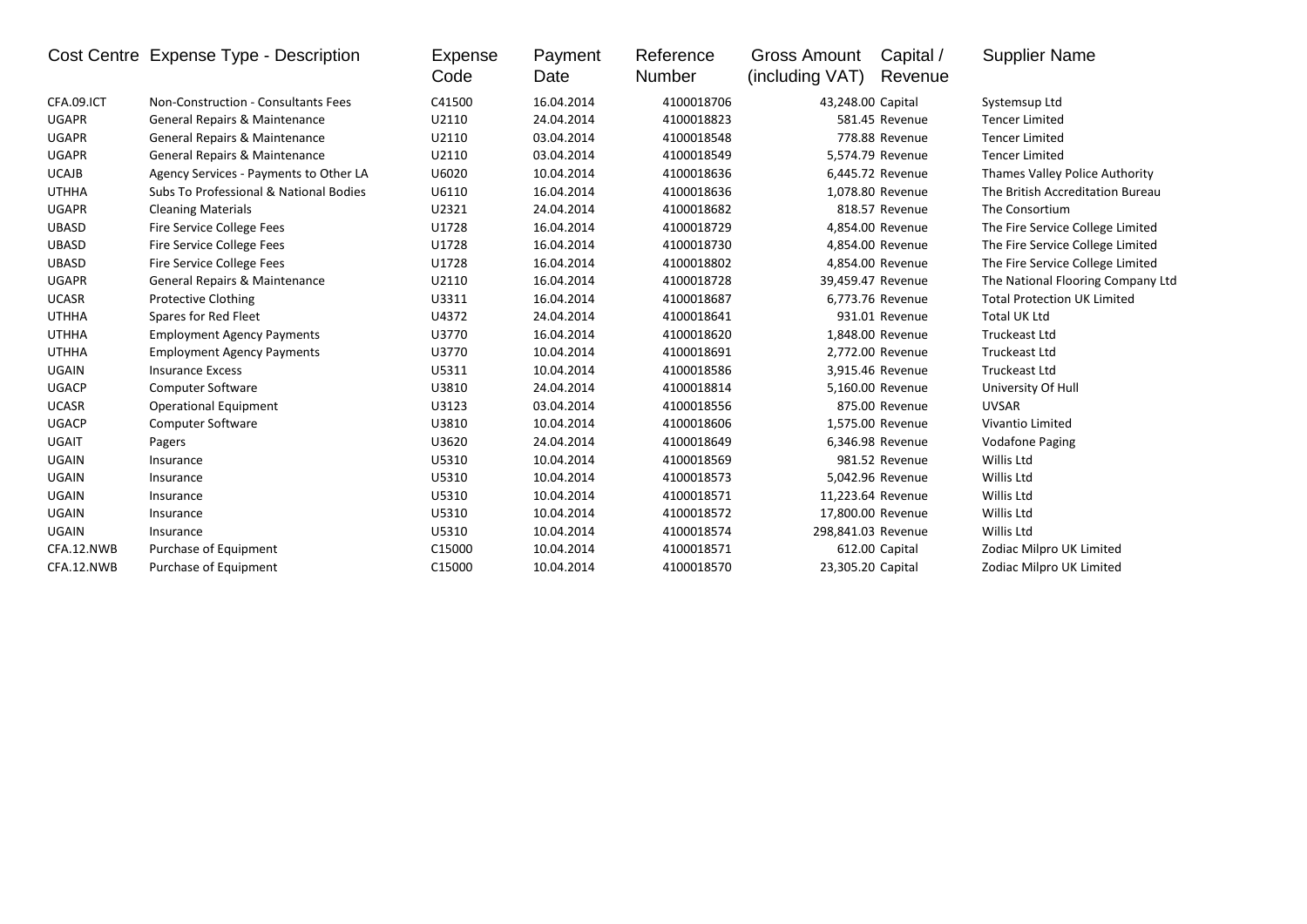| Cost Centre | Expense Type - Description | Expense Code | Payment Date | Reference Number | Gross Amount (including VAT) | Capital / Revenue | Supplier Name |
|---|---|---|---|---|---|---|---|
| CFA.09.ICT | Non-Construction - Consultants Fees | C41500 | 16.04.2014 | 4100018706 | 43,248.00 | Capital | Systemsup Ltd |
| UGAPR | General Repairs & Maintenance | U2110 | 24.04.2014 | 4100018823 | 581.45 | Revenue | Tencer Limited |
| UGAPR | General Repairs & Maintenance | U2110 | 03.04.2014 | 4100018548 | 778.88 | Revenue | Tencer Limited |
| UGAPR | General Repairs & Maintenance | U2110 | 03.04.2014 | 4100018549 | 5,574.79 | Revenue | Tencer Limited |
| UCAJB | Agency Services - Payments to Other LA | U6020 | 10.04.2014 | 4100018636 | 6,445.72 | Revenue | Thames Valley Police Authority |
| UTHHA | Subs To Professional & National Bodies | U6110 | 16.04.2014 | 4100018636 | 1,078.80 | Revenue | The British Accreditation Bureau |
| UGAPR | Cleaning Materials | U2321 | 24.04.2014 | 4100018682 | 818.57 | Revenue | The Consortium |
| UBASD | Fire Service College Fees | U1728 | 16.04.2014 | 4100018729 | 4,854.00 | Revenue | The Fire Service College Limited |
| UBASD | Fire Service College Fees | U1728 | 16.04.2014 | 4100018730 | 4,854.00 | Revenue | The Fire Service College Limited |
| UBASD | Fire Service College Fees | U1728 | 16.04.2014 | 4100018802 | 4,854.00 | Revenue | The Fire Service College Limited |
| UGAPR | General Repairs & Maintenance | U2110 | 16.04.2014 | 4100018728 | 39,459.47 | Revenue | The National Flooring Company Ltd |
| UCASR | Protective Clothing | U3311 | 16.04.2014 | 4100018687 | 6,773.76 | Revenue | Total Protection UK Limited |
| UTHHA | Spares for Red Fleet | U4372 | 24.04.2014 | 4100018641 | 931.01 | Revenue | Total UK Ltd |
| UTHHA | Employment Agency Payments | U3770 | 16.04.2014 | 4100018620 | 1,848.00 | Revenue | Truckeast Ltd |
| UTHHA | Employment Agency Payments | U3770 | 10.04.2014 | 4100018691 | 2,772.00 | Revenue | Truckeast Ltd |
| UGAIN | Insurance Excess | U5311 | 10.04.2014 | 4100018586 | 3,915.46 | Revenue | Truckeast Ltd |
| UGACP | Computer Software | U3810 | 24.04.2014 | 4100018814 | 5,160.00 | Revenue | University Of Hull |
| UCASR | Operational Equipment | U3123 | 03.04.2014 | 4100018556 | 875.00 | Revenue | UVSAR |
| UGACP | Computer Software | U3810 | 10.04.2014 | 4100018606 | 1,575.00 | Revenue | Vivantio Limited |
| UGAIT | Pagers | U3620 | 24.04.2014 | 4100018649 | 6,346.98 | Revenue | Vodafone Paging |
| UGAIN | Insurance | U5310 | 10.04.2014 | 4100018569 | 981.52 | Revenue | Willis Ltd |
| UGAIN | Insurance | U5310 | 10.04.2014 | 4100018573 | 5,042.96 | Revenue | Willis Ltd |
| UGAIN | Insurance | U5310 | 10.04.2014 | 4100018571 | 11,223.64 | Revenue | Willis Ltd |
| UGAIN | Insurance | U5310 | 10.04.2014 | 4100018572 | 17,800.00 | Revenue | Willis Ltd |
| UGAIN | Insurance | U5310 | 10.04.2014 | 4100018574 | 298,841.03 | Revenue | Willis Ltd |
| CFA.12.NWB | Purchase of Equipment | C15000 | 10.04.2014 | 4100018571 | 612.00 | Capital | Zodiac Milpro UK Limited |
| CFA.12.NWB | Purchase of Equipment | C15000 | 10.04.2014 | 4100018570 | 23,305.20 | Capital | Zodiac Milpro UK Limited |